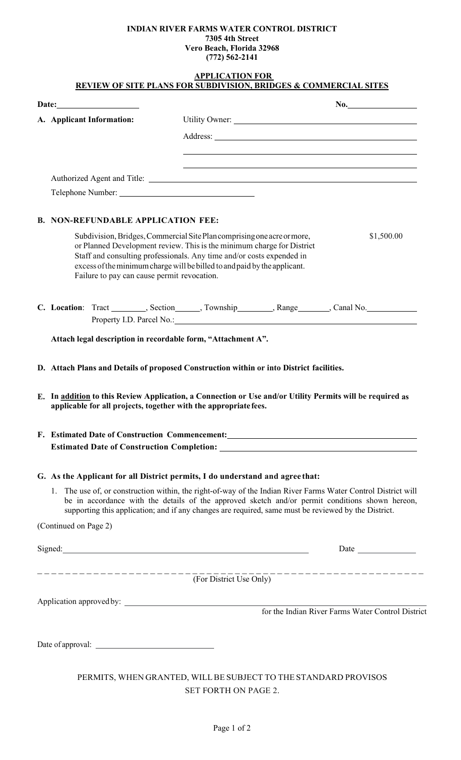**INDIAN RIVER FARMS WATER CONTROL DISTRICT**
**7305 4th Street**
**Vero Beach, Florida 32968**
**(772) 562-2141**

## APPLICATION FOR REVIEW OF SITE PLANS FOR SUBDIVISION, BRIDGES & COMMERCIAL SITES

**Date:** ____________________ **No.** ________________

**A. Applicant Information:** Utility Owner: ______________________________________________

Address: ______________________________________________

______________________________________________

______________________________________________

Authorized Agent and Title: ______________________________________________

Telephone Number: ________________________________

**B. NON-REFUNDABLE APPLICATION FEE:**

Subdivision, Bridges, Commercial Site Plan comprising one acre or more, or Planned Development review. This is the minimum charge for District Staff and consulting professionals. Any time and/or costs expended in excess of the minimum charge will be billed to and paid by the applicant. Failure to pay can cause permit revocation. $1,500.00

**C. Location**: Tract ________, Section______, Township________, Range_______, Canal No.____________

Property I.D. Parcel No.: ______________________________________________

**Attach legal description in recordable form, "Attachment A".**

**D. Attach Plans and Details of proposed Construction within or into District facilities.**

**E. In <u>addition</u> to this Review Application, a Connection or Use and/or Utility Permits will be required as applicable for all projects, together with the appropriate fees.**

**F. Estimated Date of Construction Commencement:** ______________________________________________

**Estimated Date of Construction Completion:** ______________________________________________

**G. As the Applicant for all District permits, I do understand and agree that:**

1. The use of, or construction within, the right-of-way of the Indian River Farms Water Control District will be in accordance with the details of the approved sketch and/or permit conditions shown hereon, supporting this application; and if any changes are required, same must be reviewed by the District.

(Continued on Page 2)

Signed: ____________________________________________________ Date ______________

(For District Use Only)

Application approved by: ______________________________________________
for the Indian River Farms Water Control District

Date of approval: ____________________________

PERMITS, WHEN GRANTED, WILL BE SUBJECT TO THE STANDARD PROVISOS SET FORTH ON PAGE 2.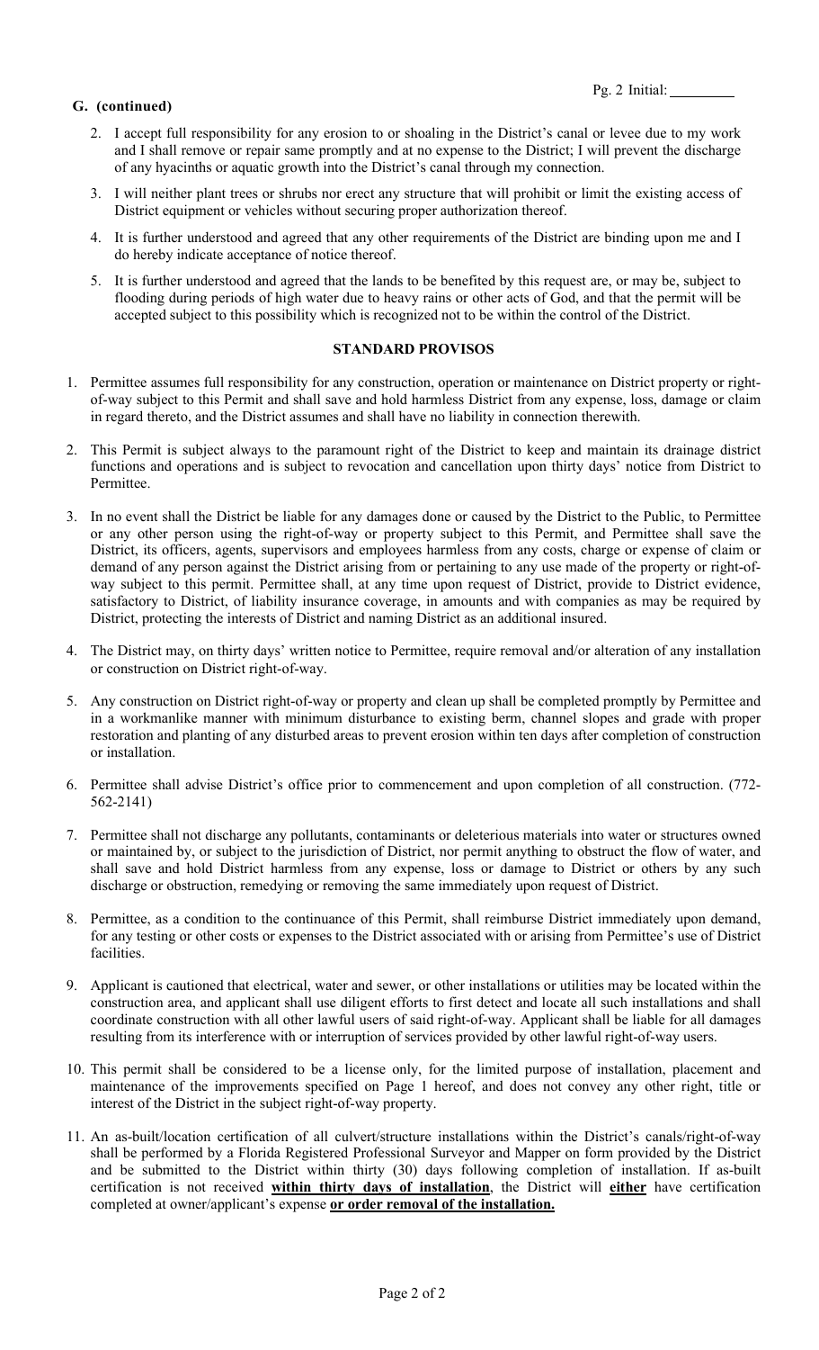Pg. 2 Initial: _________

**G. (continued)**

2. I accept full responsibility for any erosion to or shoaling in the District's canal or levee due to my work and I shall remove or repair same promptly and at no expense to the District; I will prevent the discharge of any hyacinths or aquatic growth into the District's canal through my connection.

3. I will neither plant trees or shrubs nor erect any structure that will prohibit or limit the existing access of District equipment or vehicles without securing proper authorization thereof.

4. It is further understood and agreed that any other requirements of the District are binding upon me and I do hereby indicate acceptance of notice thereof.

5. It is further understood and agreed that the lands to be benefited by this request are, or may be, subject to flooding during periods of high water due to heavy rains or other acts of God, and that the permit will be accepted subject to this possibility which is recognized not to be within the control of the District.

## STANDARD PROVISOS

1. Permittee assumes full responsibility for any construction, operation or maintenance on District property or right-of-way subject to this Permit and shall save and hold harmless District from any expense, loss, damage or claim in regard thereto, and the District assumes and shall have no liability in connection therewith.

2. This Permit is subject always to the paramount right of the District to keep and maintain its drainage district functions and operations and is subject to revocation and cancellation upon thirty days' notice from District to Permittee.

3. In no event shall the District be liable for any damages done or caused by the District to the Public, to Permittee or any other person using the right-of-way or property subject to this Permit, and Permittee shall save the District, its officers, agents, supervisors and employees harmless from any costs, charge or expense of claim or demand of any person against the District arising from or pertaining to any use made of the property or right-of-way subject to this permit. Permittee shall, at any time upon request of District, provide to District evidence, satisfactory to District, of liability insurance coverage, in amounts and with companies as may be required by District, protecting the interests of District and naming District as an additional insured.

4. The District may, on thirty days' written notice to Permittee, require removal and/or alteration of any installation or construction on District right-of-way.

5. Any construction on District right-of-way or property and clean up shall be completed promptly by Permittee and in a workmanlike manner with minimum disturbance to existing berm, channel slopes and grade with proper restoration and planting of any disturbed areas to prevent erosion within ten days after completion of construction or installation.

6. Permittee shall advise District's office prior to commencement and upon completion of all construction. (772-562-2141)

7. Permittee shall not discharge any pollutants, contaminants or deleterious materials into water or structures owned or maintained by, or subject to the jurisdiction of District, nor permit anything to obstruct the flow of water, and shall save and hold District harmless from any expense, loss or damage to District or others by any such discharge or obstruction, remedying or removing the same immediately upon request of District.

8. Permittee, as a condition to the continuance of this Permit, shall reimburse District immediately upon demand, for any testing or other costs or expenses to the District associated with or arising from Permittee's use of District facilities.

9. Applicant is cautioned that electrical, water and sewer, or other installations or utilities may be located within the construction area, and applicant shall use diligent efforts to first detect and locate all such installations and shall coordinate construction with all other lawful users of said right-of-way. Applicant shall be liable for all damages resulting from its interference with or interruption of services provided by other lawful right-of-way users.

10. This permit shall be considered to be a license only, for the limited purpose of installation, placement and maintenance of the improvements specified on Page 1 hereof, and does not convey any other right, title or interest of the District in the subject right-of-way property.

11. An as-built/location certification of all culvert/structure installations within the District's canals/right-of-way shall be performed by a Florida Registered Professional Surveyor and Mapper on form provided by the District and be submitted to the District within thirty (30) days following completion of installation. If as-built certification is not received **within thirty days of installation**, the District will **either** have certification completed at owner/applicant's expense **or order removal of the installation.**